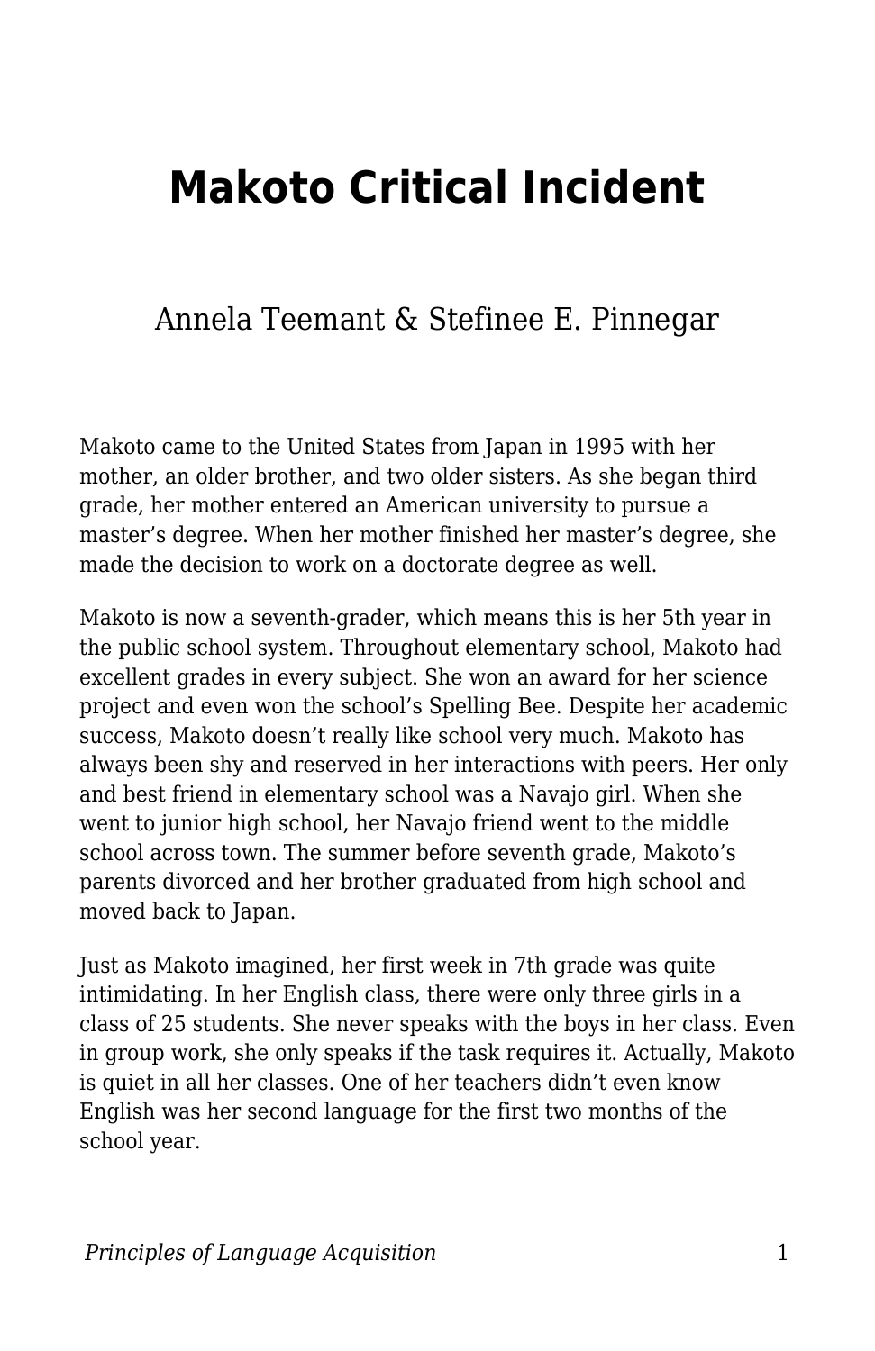# Makoto Critical Incident

Annela Teemant & Stefinee E. Pinnegar

Makoto came to the United States from Japan in 1995 with her mother, an older brother, and two older sisters. As she began third grade, her mother entered an American university to pursue a master's degree. When her mother finished her master's degree, she made the decision to work on a doctorate degree as well.

Makoto is now a seventh-grader, which means this is her 5th year in the public school system. Throughout elementary school, Makoto had excellent grades in every subject. She won an award for her science project and even won the school's Spelling Bee. Despite her academic success, Makoto doesn't really like school very much. Makoto has always been shy and reserved in her interactions with peers. Her only and best friend in elementary school was a Navajo girl. When she went to junior high school, her Navajo friend went to the middle school across town. The summer before seventh grade, Makoto's parents divorced and her brother graduated from high school and moved back to Japan.

Just as Makoto imagined, her first week in 7th grade was quite intimidating. In her English class, there were only three girls in a class of 25 students. She never speaks with the boys in her class. Even in group work, she only speaks if the task requires it. Actually, Makoto is quiet in all her classes. One of her teachers didn't even know English was her second language for the first two months of the school year.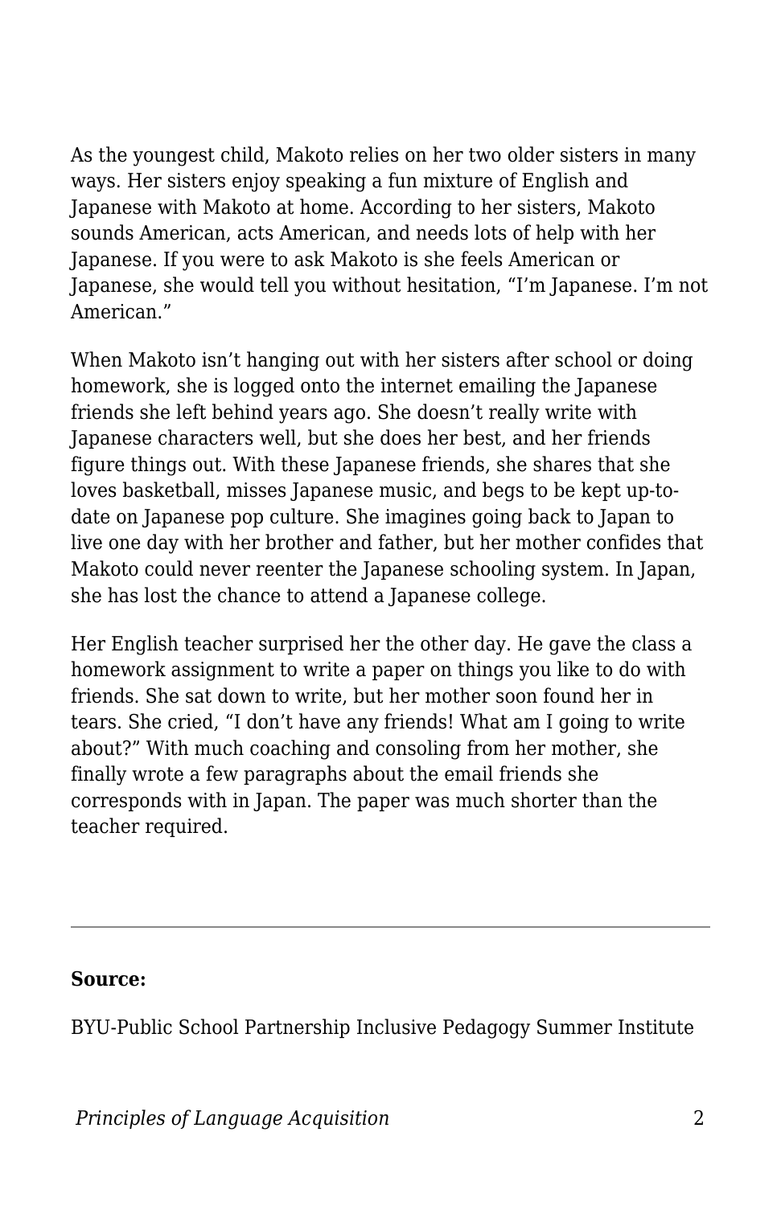As the youngest child, Makoto relies on her two older sisters in many ways. Her sisters enjoy speaking a fun mixture of English and Japanese with Makoto at home. According to her sisters, Makoto sounds American, acts American, and needs lots of help with her Japanese. If you were to ask Makoto is she feels American or Japanese, she would tell you without hesitation, "I'm Japanese. I'm not American."

When Makoto isn't hanging out with her sisters after school or doing homework, she is logged onto the internet emailing the Japanese friends she left behind years ago. She doesn't really write with Japanese characters well, but she does her best, and her friends figure things out. With these Japanese friends, she shares that she loves basketball, misses Japanese music, and begs to be kept up-to-date on Japanese pop culture. She imagines going back to Japan to live one day with her brother and father, but her mother confides that Makoto could never reenter the Japanese schooling system. In Japan, she has lost the chance to attend a Japanese college.

Her English teacher surprised her the other day. He gave the class a homework assignment to write a paper on things you like to do with friends. She sat down to write, but her mother soon found her in tears. She cried, "I don't have any friends! What am I going to write about?" With much coaching and consoling from her mother, she finally wrote a few paragraphs about the email friends she corresponds with in Japan. The paper was much shorter than the teacher required.

---

**Source:**

BYU-Public School Partnership Inclusive Pedagogy Summer Institute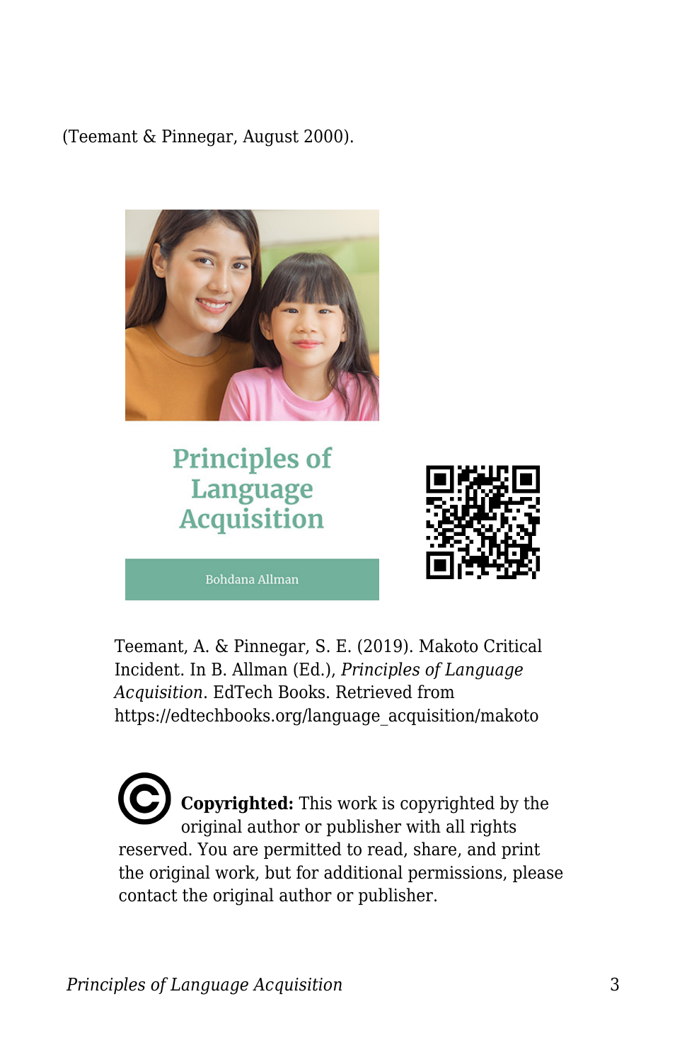(Teemant & Pinnegar, August 2000).

Teemant, A. & Pinnegar, S. E. (2019). Makoto Critical Incident. In B. Allman (Ed.), *Principles of Language Acquisition*. EdTech Books. Retrieved from https://edtechbooks.org/language_acquisition/makoto

**Copyrighted:** This work is copyrighted by the original author or publisher with all rights reserved. You are permitted to read, share, and print the original work, but for additional permissions, please contact the original author or publisher.